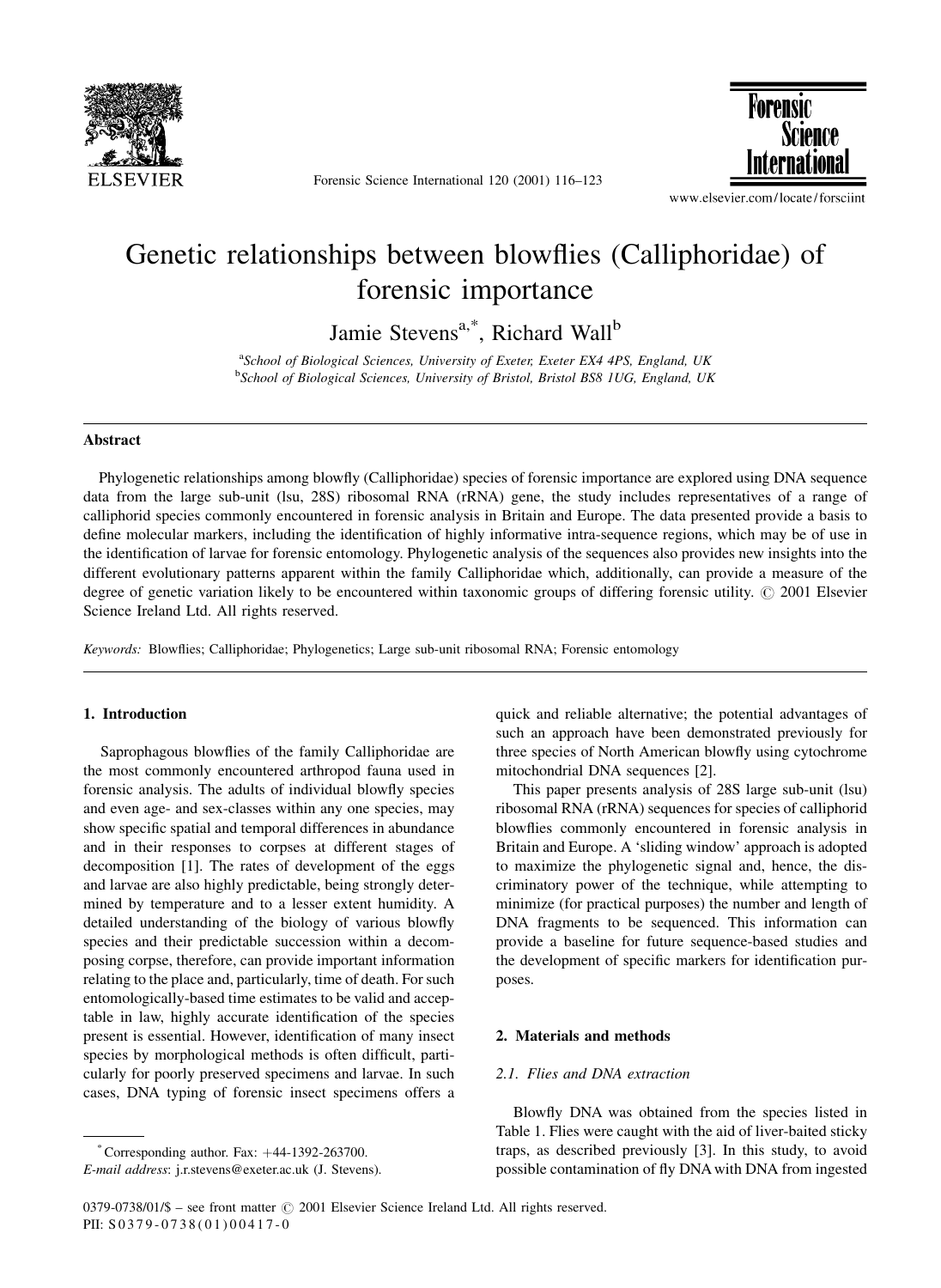# Genetic relationships between blowflies (Calliphoridae) of forensic importance

Jamie Stevens[a,*], Richard Wall[b]

[a]School of Biological Sciences, University of Exeter, Exeter EX4 4PS, England, UK
[b]School of Biological Sciences, University of Bristol, Bristol BS8 1UG, England, UK

## Abstract

Phylogenetic relationships among blowfly (Calliphoridae) species of forensic importance are explored using DNA sequence data from the large sub-unit (lsu, 28S) ribosomal RNA (rRNA) gene, the study includes representatives of a range of calliphorid species commonly encountered in forensic analysis in Britain and Europe. The data presented provide a basis to define molecular markers, including the identification of highly informative intra-sequence regions, which may be of use in the identification of larvae for forensic entomology. Phylogenetic analysis of the sequences also provides new insights into the different evolutionary patterns apparent within the family Calliphoridae which, additionally, can provide a measure of the degree of genetic variation likely to be encountered within taxonomic groups of differing forensic utility. © 2001 Elsevier Science Ireland Ltd. All rights reserved.

*Keywords:* Blowflies; Calliphoridae; Phylogenetics; Large sub-unit ribosomal RNA; Forensic entomology

## 1. Introduction

Saprophagous blowflies of the family Calliphoridae are the most commonly encountered arthropod fauna used in forensic analysis. The adults of individual blowfly species and even age- and sex-classes within any one species, may show specific spatial and temporal differences in abundance and in their responses to corpses at different stages of decomposition [1]. The rates of development of the eggs and larvae are also highly predictable, being strongly determined by temperature and to a lesser extent humidity. A detailed understanding of the biology of various blowfly species and their predictable succession within a decomposing corpse, therefore, can provide important information relating to the place and, particularly, time of death. For such entomologically-based time estimates to be valid and acceptable in law, highly accurate identification of the species present is essential. However, identification of many insect species by morphological methods is often difficult, particularly for poorly preserved specimens and larvae. In such cases, DNA typing of forensic insect specimens offers a quick and reliable alternative; the potential advantages of such an approach have been demonstrated previously for three species of North American blowfly using cytochrome mitochondrial DNA sequences [2].

This paper presents analysis of 28S large sub-unit (lsu) ribosomal RNA (rRNA) sequences for species of calliphorid blowflies commonly encountered in forensic analysis in Britain and Europe. A 'sliding window' approach is adopted to maximize the phylogenetic signal and, hence, the discriminatory power of the technique, while attempting to minimize (for practical purposes) the number and length of DNA fragments to be sequenced. This information can provide a baseline for future sequence-based studies and the development of specific markers for identification purposes.

## 2. Materials and methods

### 2.1. Flies and DNA extraction

Blowfly DNA was obtained from the species listed in Table 1. Flies were caught with the aid of liver-baited sticky traps, as described previously [3]. In this study, to avoid possible contamination of fly DNA with DNA from ingested

---

[*] Corresponding author. Fax: +44-1392-263700.
*E-mail address*: j.r.stevens@exeter.ac.uk (J. Stevens).

0379-0738/01/$ – see front matter © 2001 Elsevier Science Ireland Ltd. All rights reserved.
PII: S0379-0738(01)00417-0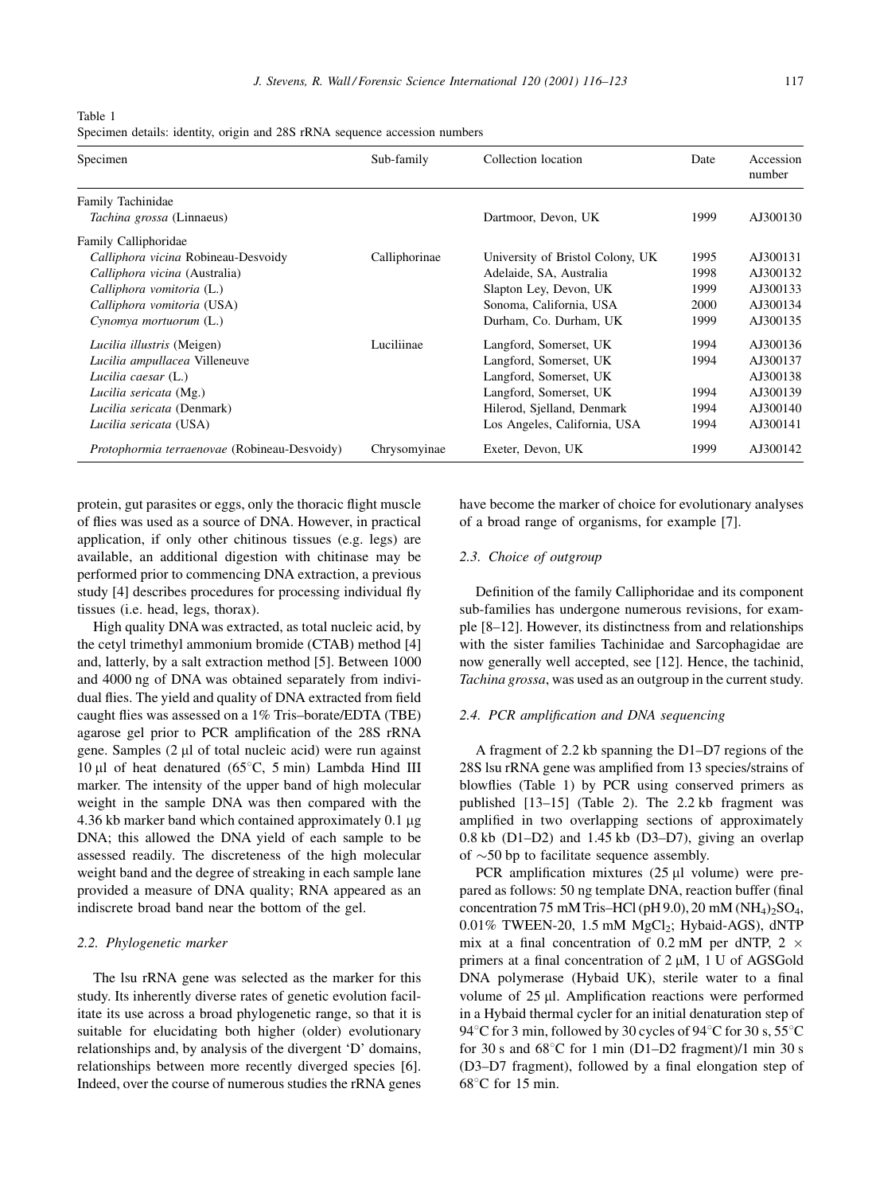Table 1
Specimen details: identity, origin and 28S rRNA sequence accession numbers

| Specimen | Sub-family | Collection location | Date | Accession number |
|---|---|---|---|---|
| Family Tachinidae | | | | |
| *Tachina grossa* (Linnaeus) | | Dartmoor, Devon, UK | 1999 | AJ300130 |
| Family Calliphoridae | | | | |
| *Calliphora vicina* Robineau-Desvoidy | Calliphorinae | University of Bristol Colony, UK | 1995 | AJ300131 |
| *Calliphora vicina* (Australia) | | Adelaide, SA, Australia | 1998 | AJ300132 |
| *Calliphora vomitoria* (L.) | | Slapton Ley, Devon, UK | 1999 | AJ300133 |
| *Calliphora vomitoria* (USA) | | Sonoma, California, USA | 2000 | AJ300134 |
| *Cynomya mortuorum* (L.) | | Durham, Co. Durham, UK | 1999 | AJ300135 |
| *Lucilia illustris* (Meigen) | Luciliinae | Langford, Somerset, UK | 1994 | AJ300136 |
| *Lucilia ampullacea* Villeneuve | | Langford, Somerset, UK | 1994 | AJ300137 |
| *Lucilia caesar* (L.) | | Langford, Somerset, UK | | AJ300138 |
| *Lucilia sericata* (Mg.) | | Langford, Somerset, UK | 1994 | AJ300139 |
| *Lucilia sericata* (Denmark) | | Hilerod, Sjelland, Denmark | 1994 | AJ300140 |
| *Lucilia sericata* (USA) | | Los Angeles, California, USA | 1994 | AJ300141 |
| *Protophormia terraenovae* (Robineau-Desvoidy) | Chrysomyinae | Exeter, Devon, UK | 1999 | AJ300142 |

protein, gut parasites or eggs, only the thoracic flight muscle of flies was used as a source of DNA. However, in practical application, if only other chitinous tissues (e.g. legs) are available, an additional digestion with chitinase may be performed prior to commencing DNA extraction, a previous study [4] describes procedures for processing individual fly tissues (i.e. head, legs, thorax).

High quality DNA was extracted, as total nucleic acid, by the cetyl trimethyl ammonium bromide (CTAB) method [4] and, latterly, by a salt extraction method [5]. Between 1000 and 4000 ng of DNA was obtained separately from individual flies. The yield and quality of DNA extracted from field caught flies was assessed on a 1% Tris–borate/EDTA (TBE) agarose gel prior to PCR amplification of the 28S rRNA gene. Samples (2 μl of total nucleic acid) were run against 10 μl of heat denatured (65°C, 5 min) Lambda Hind III marker. The intensity of the upper band of high molecular weight in the sample DNA was then compared with the 4.36 kb marker band which contained approximately 0.1 μg DNA; this allowed the DNA yield of each sample to be assessed readily. The discreteness of the high molecular weight band and the degree of streaking in each sample lane provided a measure of DNA quality; RNA appeared as an indiscrete broad band near the bottom of the gel.

### 2.2. Phylogenetic marker

The lsu rRNA gene was selected as the marker for this study. Its inherently diverse rates of genetic evolution facilitate its use across a broad phylogenetic range, so that it is suitable for elucidating both higher (older) evolutionary relationships and, by analysis of the divergent 'D' domains, relationships between more recently diverged species [6]. Indeed, over the course of numerous studies the rRNA genes have become the marker of choice for evolutionary analyses of a broad range of organisms, for example [7].

### 2.3. Choice of outgroup

Definition of the family Calliphoridae and its component sub-families has undergone numerous revisions, for example [8–12]. However, its distinctness from and relationships with the sister families Tachinidae and Sarcophagidae are now generally well accepted, see [12]. Hence, the tachinid, *Tachina grossa*, was used as an outgroup in the current study.

### 2.4. PCR amplification and DNA sequencing

A fragment of 2.2 kb spanning the D1–D7 regions of the 28S lsu rRNA gene was amplified from 13 species/strains of blowflies (Table 1) by PCR using conserved primers as published [13–15] (Table 2). The 2.2 kb fragment was amplified in two overlapping sections of approximately 0.8 kb (D1–D2) and 1.45 kb (D3–D7), giving an overlap of ~50 bp to facilitate sequence assembly.

PCR amplification mixtures (25 μl volume) were prepared as follows: 50 ng template DNA, reaction buffer (final concentration 75 mM Tris–HCl (pH 9.0), 20 mM $(NH_4)_2SO_4$, 0.01% TWEEN-20, 1.5 mM $MgCl_2$; Hybaid-AGS), dNTP mix at a final concentration of 0.2 mM per dNTP, 2 × primers at a final concentration of 2 μM, 1 U of AGSGold DNA polymerase (Hybaid UK), sterile water to a final volume of 25 μl. Amplification reactions were performed in a Hybaid thermal cycler for an initial denaturation step of 94°C for 3 min, followed by 30 cycles of 94°C for 30 s, 55°C for 30 s and 68°C for 1 min (D1–D2 fragment)/1 min 30 s (D3–D7 fragment), followed by a final elongation step of 68°C for 15 min.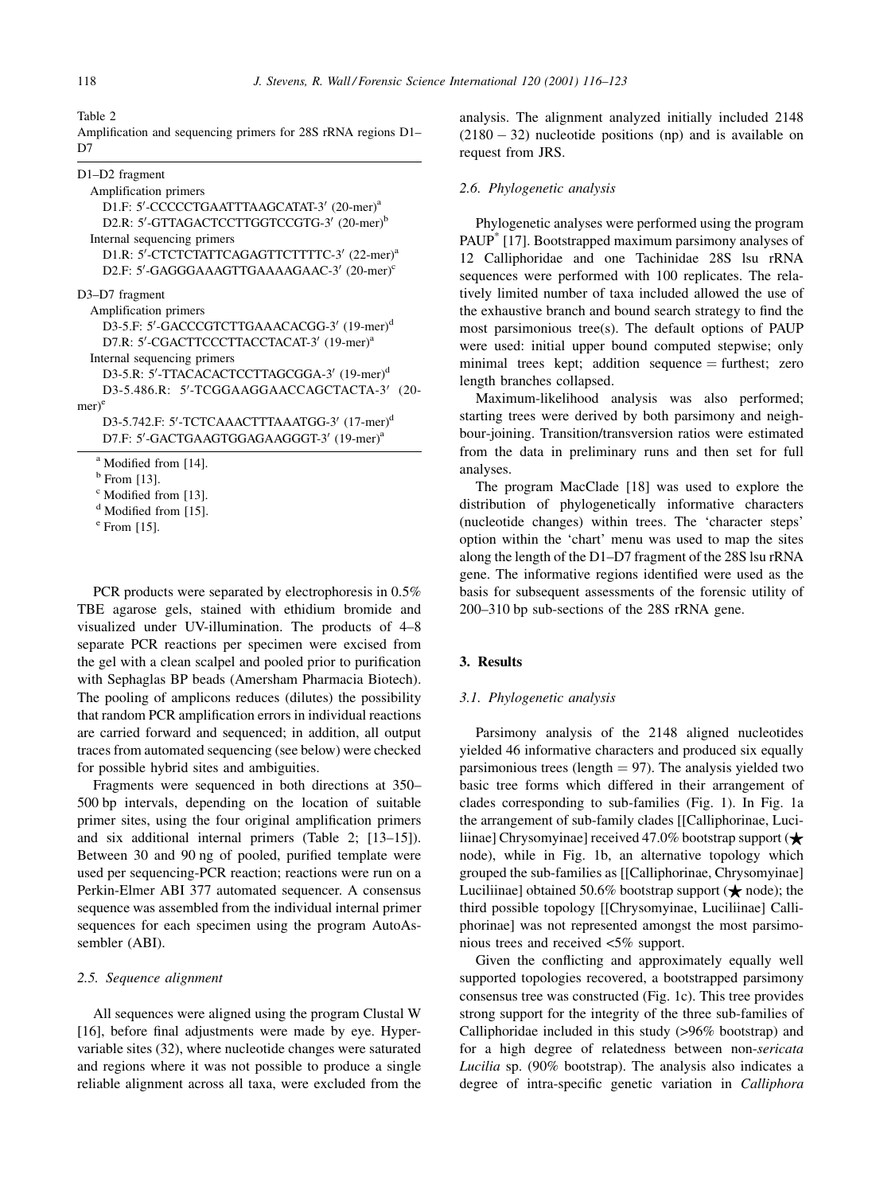Table 2
Amplification and sequencing primers for 28S rRNA regions D1–D7

| |
|---|
| D1–D2 fragment |
| Amplification primers |
| D1.F: 5′-CCCCCTGAATTTAAGCATAT-3′ (20-mer)[a] |
| D2.R: 5′-GTTAGACTCCTTGGTCCGTG-3′ (20-mer)[b] |
| Internal sequencing primers |
| D1.R: 5′-CTCTCTATTCAGAGTTCTTTTC-3′ (22-mer)[a] |
| D2.F: 5′-GAGGGAAAGTTGAAAAGAAC-3′ (20-mer)[c] |
| D3–D7 fragment |
| Amplification primers |
| D3-5.F: 5′-GACCCGTCTTGAAACACGG-3′ (19-mer)[d] |
| D7.R: 5′-CGACTTCCCTTACCTACAT-3′ (19-mer)[a] |
| Internal sequencing primers |
| D3-5.R: 5′-TTACACACTCCTTAGCGGA-3′ (19-mer)[d] |
| D3-5.486.R: 5′-TCGGAAGGAACCAGCTACTA-3′ (20-mer)[e] |
| D3-5.742.F: 5′-TCTCAAACTTTAAATGG-3′ (17-mer)[d] |
| D7.F: 5′-GACTGAAGTGGAGAAGGGT-3′ (19-mer)[a] |

[a] Modified from [14].
[b] From [13].
[c] Modified from [13].
[d] Modified from [15].
[e] From [15].

PCR products were separated by electrophoresis in 0.5% TBE agarose gels, stained with ethidium bromide and visualized under UV-illumination. The products of 4–8 separate PCR reactions per specimen were excised from the gel with a clean scalpel and pooled prior to purification with Sephaglas BP beads (Amersham Pharmacia Biotech). The pooling of amplicons reduces (dilutes) the possibility that random PCR amplification errors in individual reactions are carried forward and sequenced; in addition, all output traces from automated sequencing (see below) were checked for possible hybrid sites and ambiguities.

Fragments were sequenced in both directions at 350–500 bp intervals, depending on the location of suitable primer sites, using the four original amplification primers and six additional internal primers (Table 2; [13–15]). Between 30 and 90 ng of pooled, purified template were used per sequencing-PCR reaction; reactions were run on a Perkin-Elmer ABI 377 automated sequencer. A consensus sequence was assembled from the individual internal primer sequences for each specimen using the program AutoAssembler (ABI).

### 2.5. Sequence alignment

All sequences were aligned using the program Clustal W [16], before final adjustments were made by eye. Hypervariable sites (32), where nucleotide changes were saturated and regions where it was not possible to produce a single reliable alignment across all taxa, were excluded from the analysis. The alignment analyzed initially included 2148 (2180 − 32) nucleotide positions (np) and is available on request from JRS.

### 2.6. Phylogenetic analysis

Phylogenetic analyses were performed using the program PAUP* [17]. Bootstrapped maximum parsimony analyses of 12 Calliphoridae and one Tachinidae 28S lsu rRNA sequences were performed with 100 replicates. The relatively limited number of taxa included allowed the use of the exhaustive branch and bound search strategy to find the most parsimonious tree(s). The default options of PAUP were used: initial upper bound computed stepwise; only minimal trees kept; addition sequence = furthest; zero length branches collapsed.

Maximum-likelihood analysis was also performed; starting trees were derived by both parsimony and neighbour-joining. Transition/transversion ratios were estimated from the data in preliminary runs and then set for full analyses.

The program MacClade [18] was used to explore the distribution of phylogenetically informative characters (nucleotide changes) within trees. The 'character steps' option within the 'chart' menu was used to map the sites along the length of the D1–D7 fragment of the 28S lsu rRNA gene. The informative regions identified were used as the basis for subsequent assessments of the forensic utility of 200–310 bp sub-sections of the 28S rRNA gene.

## 3. Results

### 3.1. Phylogenetic analysis

Parsimony analysis of the 2148 aligned nucleotides yielded 46 informative characters and produced six equally parsimonious trees (length = 97). The analysis yielded two basic tree forms which differed in their arrangement of clades corresponding to sub-families (Fig. 1). In Fig. 1a the arrangement of sub-family clades [[Calliphorinae, Luciliinae] Chrysomyinae] received 47.0% bootstrap support (★ node), while in Fig. 1b, an alternative topology which grouped the sub-families as [[Calliphorinae, Chrysomyinae] Luciliinae] obtained 50.6% bootstrap support (★ node); the third possible topology [[Chrysomyinae, Luciliinae] Calliphorinae] was not represented amongst the most parsimonious trees and received <5% support.

Given the conflicting and approximately equally well supported topologies recovered, a bootstrapped parsimony consensus tree was constructed (Fig. 1c). This tree provides strong support for the integrity of the three sub-families of Calliphoridae included in this study (>96% bootstrap) and for a high degree of relatedness between non-*sericata Lucilia* sp. (90% bootstrap). The analysis also indicates a degree of intra-specific genetic variation in *Calliphora*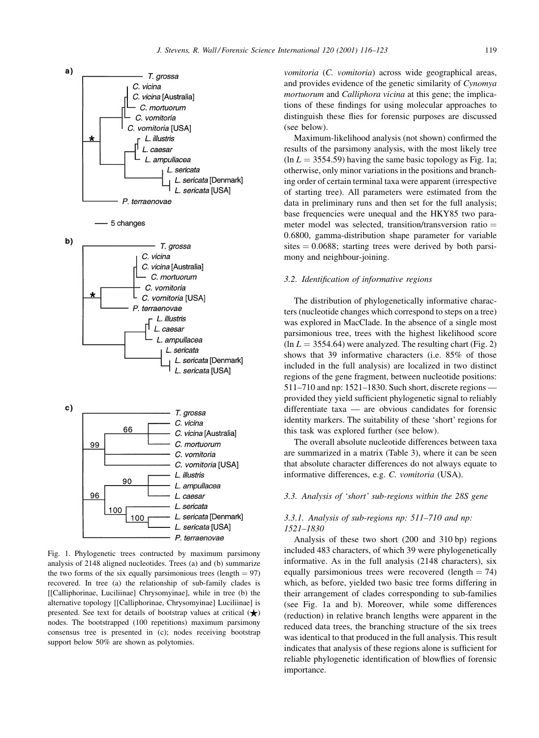Fig. 1. Phylogenetic trees contructed by maximum parsimony analysis of 2148 aligned nucleotides. Trees (a) and (b) summarize the two forms of the six equally parsimonious trees (length = 97) recovered. In tree (a) the relationship of sub-family clades is [[Calliphorinae, Luciliinae] Chrysomyinae], while in tree (b) the alternative topology [[Calliphorinae, Chrysomyinae] Luciliinae] is presented. See text for details of bootstrap values at critical (★) nodes. The bootstrapped (100 repetitions) maximum parsimony consensus tree is presented in (c); nodes receiving bootstrap support below 50% are shown as polytomies.

*vomitoria* (*C. vomitoria*) across wide geographical areas, and provides evidence of the genetic similarity of *Cynomya mortuorum* and *Calliphora vicina* at this gene; the implications of these findings for using molecular approaches to distinguish these flies for forensic purposes are discussed (see below).

Maximum-likelihood analysis (not shown) confirmed the results of the parsimony analysis, with the most likely tree ($\ln L = 3554.59$) having the same basic topology as Fig. 1a; otherwise, only minor variations in the positions and branching order of certain terminal taxa were apparent (irrespective of starting tree). All parameters were estimated from the data in preliminary runs and then set for the full analysis; base frequencies were unequal and the HKY85 two parameter model was selected, transition/transversion ratio = 0.6800, gamma-distribution shape parameter for variable sites = 0.0688; starting trees were derived by both parsimony and neighbour-joining.

### 3.2. Identification of informative regions

The distribution of phylogenetically informative characters (nucleotide changes which correspond to steps on a tree) was explored in MacClade. In the absence of a single most parsimonious tree, trees with the highest likelihood score ($\ln L = 3554.64$) were analyzed. The resulting chart (Fig. 2) shows that 39 informative characters (i.e. 85% of those included in the full analysis) are localized in two distinct regions of the gene fragment, between nucleotide positions: 511–710 and np: 1521–1830. Such short, discrete regions — provided they yield sufficient phylogenetic signal to reliably differentiate taxa — are obvious candidates for forensic identity markers. The suitability of these 'short' regions for this task was explored further (see below).

The overall absolute nucleotide differences between taxa are summarized in a matrix (Table 3), where it can be seen that absolute character differences do not always equate to informative differences, e.g. *C. vomitoria* (USA).

### 3.3. Analysis of 'short' sub-regions within the 28S gene

#### 3.3.1. Analysis of sub-regions np: 511–710 and np: 1521–1830

Analysis of these two short (200 and 310 bp) regions included 483 characters, of which 39 were phylogenetically informative. As in the full analysis (2148 characters), six equally parsimonious trees were recovered (length = 74) which, as before, yielded two basic tree forms differing in their arrangement of clades corresponding to sub-families (see Fig. 1a and b). Moreover, while some differences (reduction) in relative branch lengths were apparent in the reduced data trees, the branching structure of the six trees was identical to that produced in the full analysis. This result indicates that analysis of these regions alone is sufficient for reliable phylogenetic identification of blowflies of forensic importance.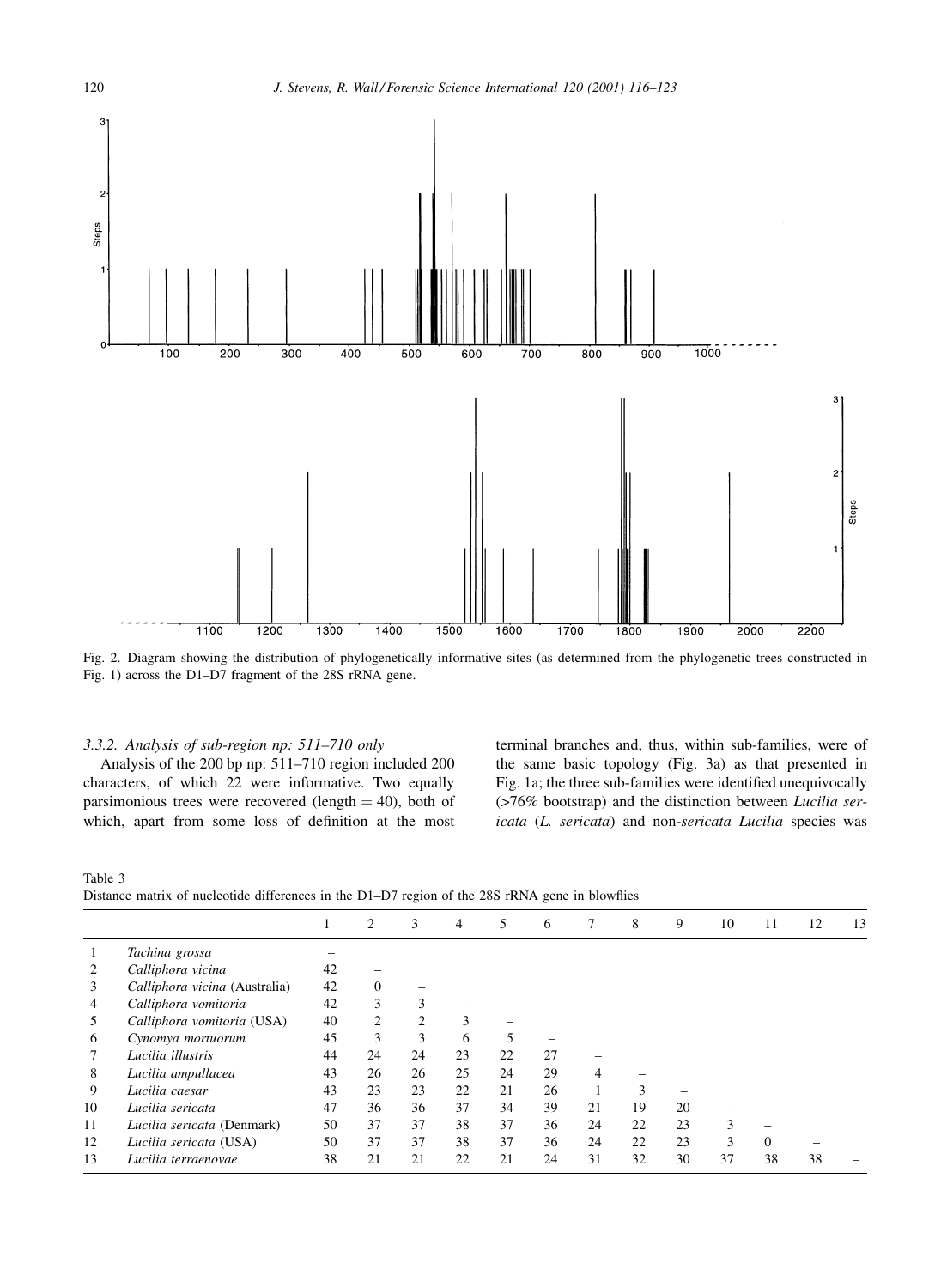Fig. 2. Diagram showing the distribution of phylogenetically informative sites (as determined from the phylogenetic trees constructed in Fig. 1) across the D1–D7 fragment of the 28S rRNA gene.

#### 3.3.2. Analysis of sub-region np: 511–710 only

Analysis of the 200 bp np: 511–710 region included 200 characters, of which 22 were informative. Two equally parsimonious trees were recovered (length = 40), both of which, apart from some loss of definition at the most terminal branches and, thus, within sub-families, were of the same basic topology (Fig. 3a) as that presented in Fig. 1a; the three sub-families were identified unequivocally (>76% bootstrap) and the distinction between *Lucilia sericata* (*L. sericata*) and non-*sericata Lucilia* species was

Table 3
Distance matrix of nucleotide differences in the D1–D7 region of the 28S rRNA gene in blowflies

| | | 1 | 2 | 3 | 4 | 5 | 6 | 7 | 8 | 9 | 10 | 11 | 12 | 13 |
|---|---|---|---|---|---|---|---|---|---|---|---|---|---|---|
| 1 | *Tachina grossa* | – | | | | | | | | | | | | |
| 2 | *Calliphora vicina* | 42 | – | | | | | | | | | | | |
| 3 | *Calliphora vicina* (Australia) | 42 | 0 | – | | | | | | | | | | |
| 4 | *Calliphora vomitoria* | 42 | 3 | 3 | – | | | | | | | | | |
| 5 | *Calliphora vomitoria* (USA) | 40 | 2 | 2 | 3 | – | | | | | | | | |
| 6 | *Cynomya mortuorum* | 45 | 3 | 3 | 6 | 5 | – | | | | | | | |
| 7 | *Lucilia illustris* | 44 | 24 | 24 | 23 | 22 | 27 | – | | | | | | |
| 8 | *Lucilia ampullacea* | 43 | 26 | 26 | 25 | 24 | 29 | 4 | – | | | | | |
| 9 | *Lucilia caesar* | 43 | 23 | 23 | 22 | 21 | 26 | 1 | 3 | – | | | | |
| 10 | *Lucilia sericata* | 47 | 36 | 36 | 37 | 34 | 39 | 21 | 19 | 20 | – | | | |
| 11 | *Lucilia sericata* (Denmark) | 50 | 37 | 37 | 38 | 37 | 36 | 24 | 22 | 23 | 3 | – | | |
| 12 | *Lucilia sericata* (USA) | 50 | 37 | 37 | 38 | 37 | 36 | 24 | 22 | 23 | 3 | 0 | – | |
| 13 | *Lucilia terraenovae* | 38 | 21 | 21 | 22 | 21 | 24 | 31 | 32 | 30 | 37 | 38 | 38 | – |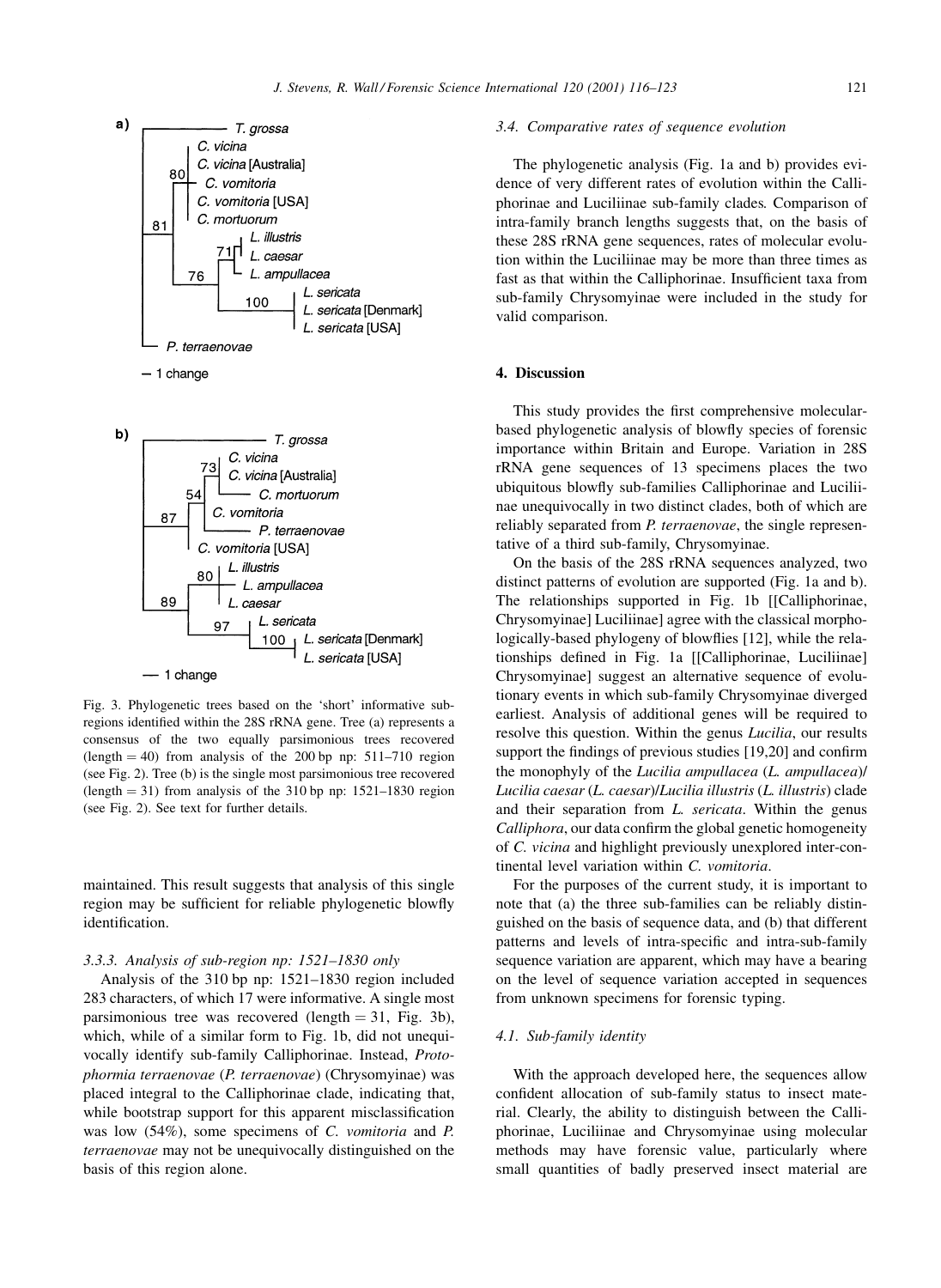Fig. 3. Phylogenetic trees based on the 'short' informative sub-regions identified within the 28S rRNA gene. Tree (a) represents a consensus of the two equally parsimonious trees recovered (length = 40) from analysis of the 200 bp np: 511–710 region (see Fig. 2). Tree (b) is the single most parsimonious tree recovered (length = 31) from analysis of the 310 bp np: 1521–1830 region (see Fig. 2). See text for further details.

maintained. This result suggests that analysis of this single region may be sufficient for reliable phylogenetic blowfly identification.

#### 3.3.3. Analysis of sub-region np: 1521–1830 only

Analysis of the 310 bp np: 1521–1830 region included 283 characters, of which 17 were informative. A single most parsimonious tree was recovered (length = 31, Fig. 3b), which, while of a similar form to Fig. 1b, did not unequivocally identify sub-family Calliphorinae. Instead, *Protophormia terraenovae* (*P. terraenovae*) (Chrysomyinae) was placed integral to the Calliphorinae clade, indicating that, while bootstrap support for this apparent misclassification was low (54%), some specimens of *C. vomitoria* and *P. terraenovae* may not be unequivocally distinguished on the basis of this region alone.

### 3.4. Comparative rates of sequence evolution

The phylogenetic analysis (Fig. 1a and b) provides evidence of very different rates of evolution within the Calliphorinae and Luciliinae sub-family clades. Comparison of intra-family branch lengths suggests that, on the basis of these 28S rRNA gene sequences, rates of molecular evolution within the Luciliinae may be more than three times as fast as that within the Calliphorinae. Insufficient taxa from sub-family Chrysomyinae were included in the study for valid comparison.

## 4. Discussion

This study provides the first comprehensive molecular-based phylogenetic analysis of blowfly species of forensic importance within Britain and Europe. Variation in 28S rRNA gene sequences of 13 specimens places the two ubiquitous blowfly sub-families Calliphorinae and Luciliinae unequivocally in two distinct clades, both of which are reliably separated from *P. terraenovae*, the single representative of a third sub-family, Chrysomyinae.

On the basis of the 28S rRNA sequences analyzed, two distinct patterns of evolution are supported (Fig. 1a and b). The relationships supported in Fig. 1b [[Calliphorinae, Chrysomyinae] Luciliinae] agree with the classical morphologically-based phylogeny of blowflies [12], while the relationships defined in Fig. 1a [[Calliphorinae, Luciliinae] Chrysomyinae] suggest an alternative sequence of evolutionary events in which sub-family Chrysomyinae diverged earliest. Analysis of additional genes will be required to resolve this question. Within the genus *Lucilia*, our results support the findings of previous studies [19,20] and confirm the monophyly of the *Lucilia ampullacea* (*L. ampullacea*)/*Lucilia caesar* (*L. caesar*)/*Lucilia illustris* (*L. illustris*) clade and their separation from *L. sericata*. Within the genus *Calliphora*, our data confirm the global genetic homogeneity of *C. vicina* and highlight previously unexplored inter-continental level variation within *C. vomitoria*.

For the purposes of the current study, it is important to note that (a) the three sub-families can be reliably distinguished on the basis of sequence data, and (b) that different patterns and levels of intra-specific and intra-sub-family sequence variation are apparent, which may have a bearing on the level of sequence variation accepted in sequences from unknown specimens for forensic typing.

### 4.1. Sub-family identity

With the approach developed here, the sequences allow confident allocation of sub-family status to insect material. Clearly, the ability to distinguish between the Calliphorinae, Luciliinae and Chrysomyinae using molecular methods may have forensic value, particularly where small quantities of badly preserved insect material are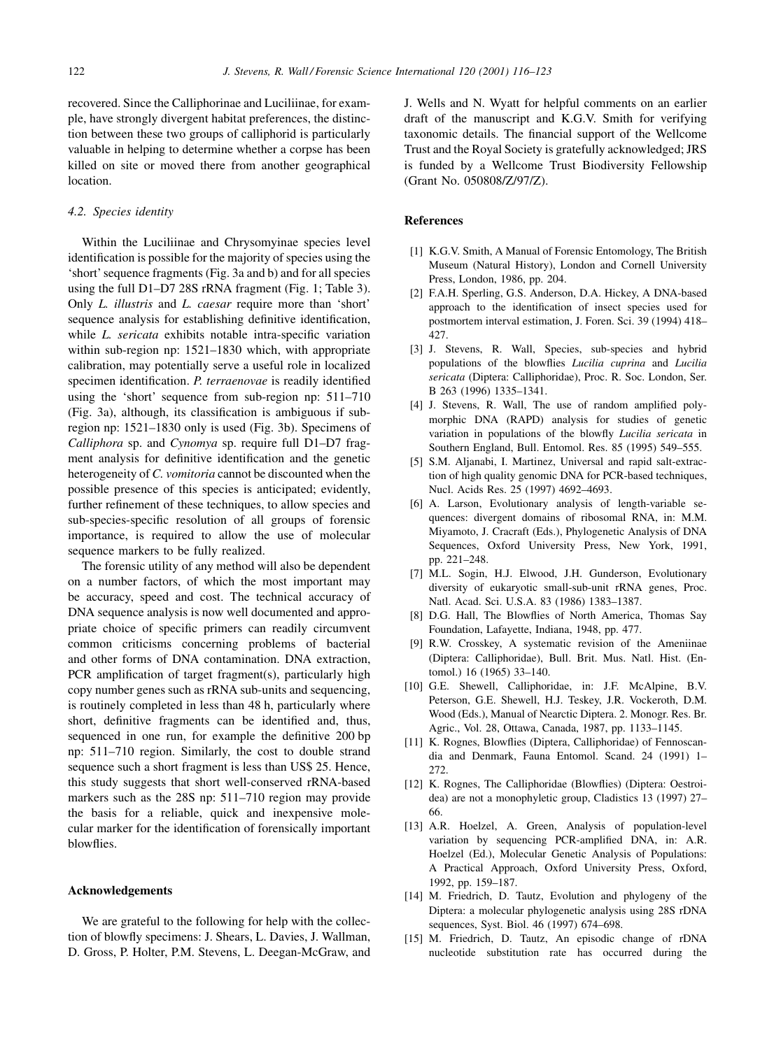recovered. Since the Calliphorinae and Luciliinae, for example, have strongly divergent habitat preferences, the distinction between these two groups of calliphorid is particularly valuable in helping to determine whether a corpse has been killed on site or moved there from another geographical location.

### 4.2. Species identity

Within the Luciliinae and Chrysomyinae species level identification is possible for the majority of species using the 'short' sequence fragments (Fig. 3a and b) and for all species using the full D1–D7 28S rRNA fragment (Fig. 1; Table 3). Only *L. illustris* and *L. caesar* require more than 'short' sequence analysis for establishing definitive identification, while *L. sericata* exhibits notable intra-specific variation within sub-region np: 1521–1830 which, with appropriate calibration, may potentially serve a useful role in localized specimen identification. *P. terraenovae* is readily identified using the 'short' sequence from sub-region np: 511–710 (Fig. 3a), although, its classification is ambiguous if sub-region np: 1521–1830 only is used (Fig. 3b). Specimens of *Calliphora* sp. and *Cynomya* sp. require full D1–D7 fragment analysis for definitive identification and the genetic heterogeneity of *C. vomitoria* cannot be discounted when the possible presence of this species is anticipated; evidently, further refinement of these techniques, to allow species and sub-species-specific resolution of all groups of forensic importance, is required to allow the use of molecular sequence markers to be fully realized.

The forensic utility of any method will also be dependent on a number factors, of which the most important may be accuracy, speed and cost. The technical accuracy of DNA sequence analysis is now well documented and appropriate choice of specific primers can readily circumvent common criticisms concerning problems of bacterial and other forms of DNA contamination. DNA extraction, PCR amplification of target fragment(s), particularly high copy number genes such as rRNA sub-units and sequencing, is routinely completed in less than 48 h, particularly where short, definitive fragments can be identified and, thus, sequenced in one run, for example the definitive 200 bp np: 511–710 region. Similarly, the cost to double strand sequence such a short fragment is less than US$ 25. Hence, this study suggests that short well-conserved rRNA-based markers such as the 28S np: 511–710 region may provide the basis for a reliable, quick and inexpensive molecular marker for the identification of forensically important blowflies.

## Acknowledgements

We are grateful to the following for help with the collection of blowfly specimens: J. Shears, L. Davies, J. Wallman, D. Gross, P. Holter, P.M. Stevens, L. Deegan-McGraw, and J. Wells and N. Wyatt for helpful comments on an earlier draft of the manuscript and K.G.V. Smith for verifying taxonomic details. The financial support of the Wellcome Trust and the Royal Society is gratefully acknowledged; JRS is funded by a Wellcome Trust Biodiversity Fellowship (Grant No. 050808/Z/97/Z).

## References

[1] K.G.V. Smith, A Manual of Forensic Entomology, The British Museum (Natural History), London and Cornell University Press, London, 1986, pp. 204.

[2] F.A.H. Sperling, G.S. Anderson, D.A. Hickey, A DNA-based approach to the identification of insect species used for postmortem interval estimation, J. Foren. Sci. 39 (1994) 418–427.

[3] J. Stevens, R. Wall, Species, sub-species and hybrid populations of the blowflies *Lucilia cuprina* and *Lucilia sericata* (Diptera: Calliphoridae), Proc. R. Soc. London, Ser. B 263 (1996) 1335–1341.

[4] J. Stevens, R. Wall, The use of random amplified polymorphic DNA (RAPD) analysis for studies of genetic variation in populations of the blowfly *Lucilia sericata* in Southern England, Bull. Entomol. Res. 85 (1995) 549–555.

[5] S.M. Aljanabi, I. Martinez, Universal and rapid salt-extraction of high quality genomic DNA for PCR-based techniques, Nucl. Acids Res. 25 (1997) 4692–4693.

[6] A. Larson, Evolutionary analysis of length-variable sequences: divergent domains of ribosomal RNA, in: M.M. Miyamoto, J. Cracraft (Eds.), Phylogenetic Analysis of DNA Sequences, Oxford University Press, New York, 1991, pp. 221–248.

[7] M.L. Sogin, H.J. Elwood, J.H. Gunderson, Evolutionary diversity of eukaryotic small-sub-unit rRNA genes, Proc. Natl. Acad. Sci. U.S.A. 83 (1986) 1383–1387.

[8] D.G. Hall, The Blowflies of North America, Thomas Say Foundation, Lafayette, Indiana, 1948, pp. 477.

[9] R.W. Crosskey, A systematic revision of the Ameniinae (Diptera: Calliphoridae), Bull. Brit. Mus. Natl. Hist. (Entomol.) 16 (1965) 33–140.

[10] G.E. Shewell, Calliphoridae, in: J.F. McAlpine, B.V. Peterson, G.E. Shewell, H.J. Teskey, J.R. Vockeroth, D.M. Wood (Eds.), Manual of Nearctic Diptera. 2. Monogr. Res. Br. Agric., Vol. 28, Ottawa, Canada, 1987, pp. 1133–1145.

[11] K. Rognes, Blowflies (Diptera, Calliphoridae) of Fennoscandia and Denmark, Fauna Entomol. Scand. 24 (1991) 1–272.

[12] K. Rognes, The Calliphoridae (Blowflies) (Diptera: Oestroidea) are not a monophyletic group, Cladistics 13 (1997) 27–66.

[13] A.R. Hoelzel, A. Green, Analysis of population-level variation by sequencing PCR-amplified DNA, in: A.R. Hoelzel (Ed.), Molecular Genetic Analysis of Populations: A Practical Approach, Oxford University Press, Oxford, 1992, pp. 159–187.

[14] M. Friedrich, D. Tautz, Evolution and phylogeny of the Diptera: a molecular phylogenetic analysis using 28S rDNA sequences, Syst. Biol. 46 (1997) 674–698.

[15] M. Friedrich, D. Tautz, An episodic change of rDNA nucleotide substitution rate has occurred during the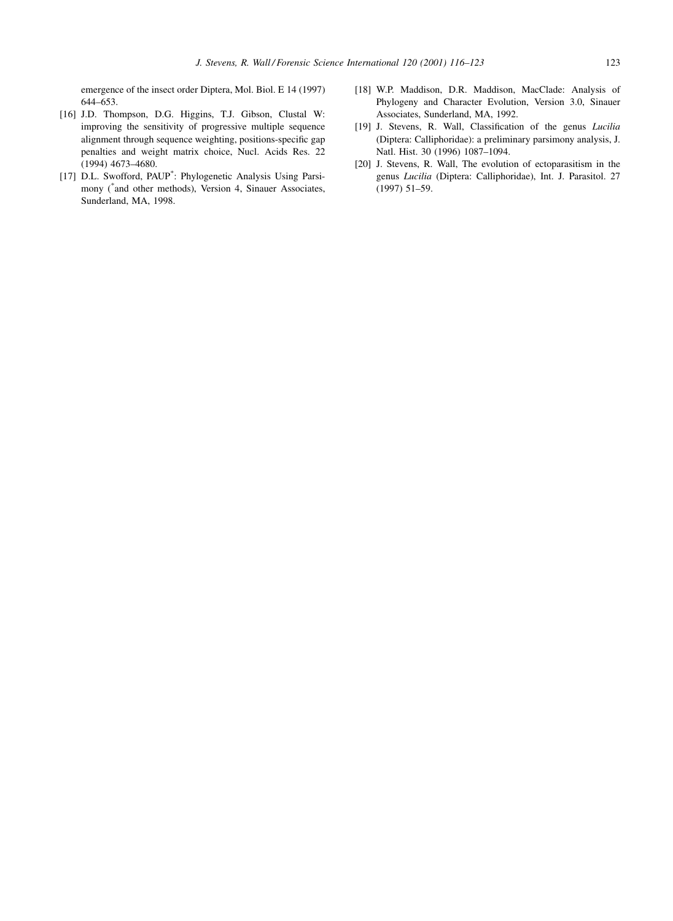emergence of the insect order Diptera, Mol. Biol. E 14 (1997) 644–653.

[16] J.D. Thompson, D.G. Higgins, T.J. Gibson, Clustal W: improving the sensitivity of progressive multiple sequence alignment through sequence weighting, positions-specific gap penalties and weight matrix choice, Nucl. Acids Res. 22 (1994) 4673–4680.

[17] D.L. Swofford, PAUP*: Phylogenetic Analysis Using Parsimony (*and other methods), Version 4, Sinauer Associates, Sunderland, MA, 1998.

[18] W.P. Maddison, D.R. Maddison, MacClade: Analysis of Phylogeny and Character Evolution, Version 3.0, Sinauer Associates, Sunderland, MA, 1992.

[19] J. Stevens, R. Wall, Classification of the genus *Lucilia* (Diptera: Calliphoridae): a preliminary parsimony analysis, J. Natl. Hist. 30 (1996) 1087–1094.

[20] J. Stevens, R. Wall, The evolution of ectoparasitism in the genus *Lucilia* (Diptera: Calliphoridae), Int. J. Parasitol. 27 (1997) 51–59.